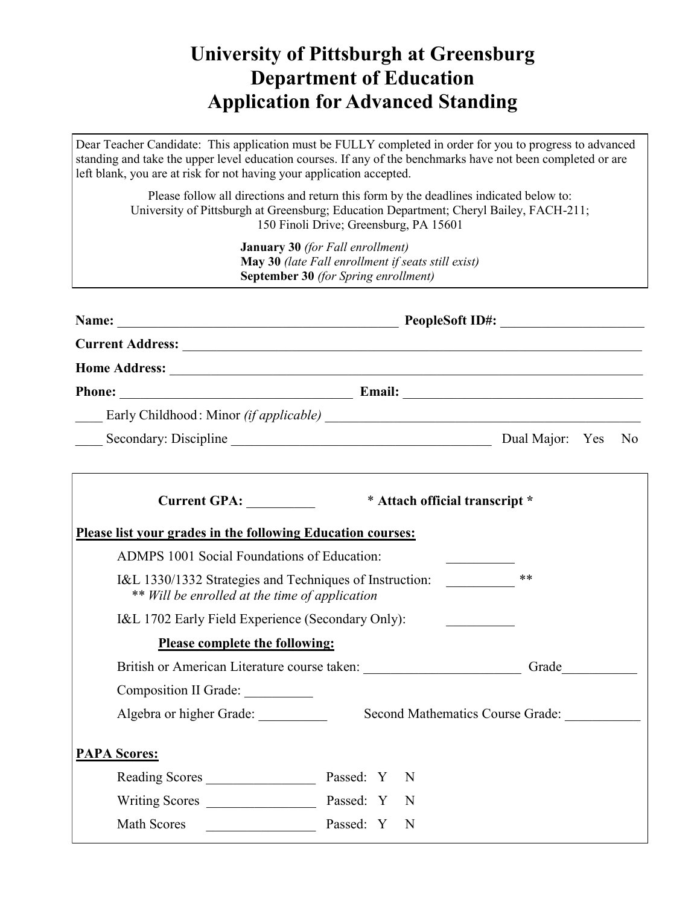# University of Pittsburgh at Greensburg
# Department of Education
# Application for Advanced Standing

Dear Teacher Candidate: This application must be FULLY completed in order for you to progress to advanced standing and take the upper level education courses. If any of the benchmarks have not been completed or are left blank, you are at risk for not having your application accepted.

Please follow all directions and return this form by the deadlines indicated below to:
University of Pittsburgh at Greensburg; Education Department; Cheryl Bailey, FACH-211;
150 Finoli Drive; Greensburg, PA 15601

**January 30** *(for Fall enrollment)*
**May 30** *(late Fall enrollment if seats still exist)*
**September 30** *(for Spring enrollment)*

**Name:** ________________________________________ **PeopleSoft ID#:** ____________________

**Current Address:** ______________________________________________________________________

**Home Address:** ________________________________________________________________________

**Phone:** ________________________________ **Email:** ___________________________________

____ Early Childhood: Minor *(if applicable)* ____________________________________________

____ Secondary: Discipline _____________________________________ Dual Major: Yes No

**Current GPA:** __________ **\* Attach official transcript \***

**Please list your grades in the following Education courses:**

ADMPS 1001 Social Foundations of Education: __________

I&L 1330/1332 Strategies and Techniques of Instruction: __________ **
*\*\* Will be enrolled at the time of application*

I&L 1702 Early Field Experience (Secondary Only): __________

**Please complete the following:**

British or American Literature course taken: ______________________ Grade__________

Composition II Grade: __________

Algebra or higher Grade: __________ Second Mathematics Course Grade: ___________

**PAPA Scores:**

Reading Scores ________________ Passed: Y N

Writing Scores ________________ Passed: Y N

Math Scores ________________ Passed: Y N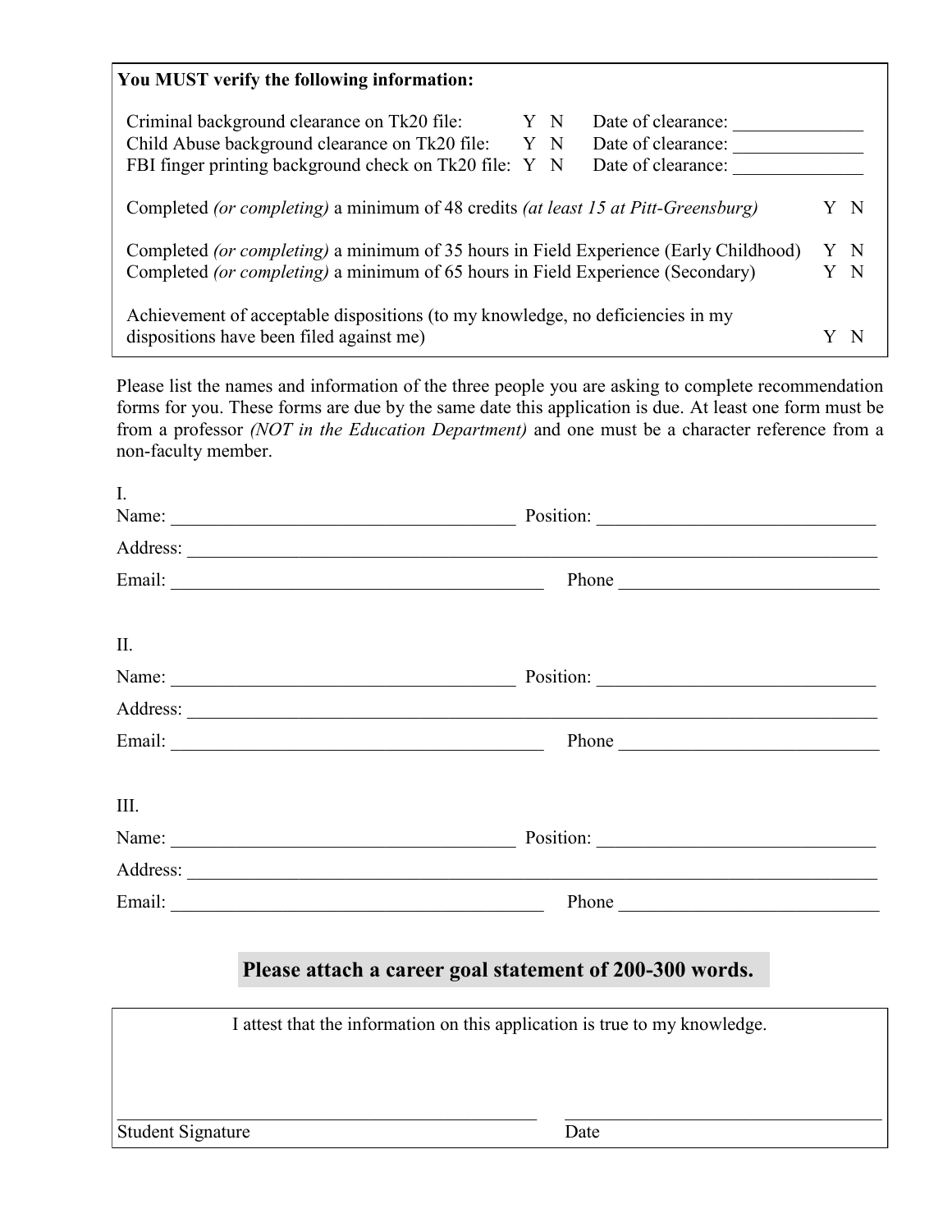**You MUST verify the following information:**

Criminal background clearance on Tk20 file: Y N Date of clearance: ______________
Child Abuse background clearance on Tk20 file: Y N Date of clearance: ______________
FBI finger printing background check on Tk20 file: Y N Date of clearance: ______________

Completed *(or completing)* a minimum of 48 credits *(at least 15 at Pitt-Greensburg)* Y N

Completed *(or completing)* a minimum of 35 hours in Field Experience (Early Childhood) Y N
Completed *(or completing)* a minimum of 65 hours in Field Experience (Secondary) Y N

Achievement of acceptable dispositions (to my knowledge, no deficiencies in my dispositions have been filed against me) Y N

Please list the names and information of the three people you are asking to complete recommendation forms for you. These forms are due by the same date this application is due. At least one form must be from a professor *(NOT in the Education Department)* and one must be a character reference from a non-faculty member.

I.
Name: ______________________________________ Position: ______________________________
Address: ______________________________________________________________________________
Email: _________________________________________ Phone ____________________________

II.
Name: ______________________________________ Position: ______________________________
Address: ______________________________________________________________________________
Email: _________________________________________ Phone ____________________________

III.
Name: ______________________________________ Position: ______________________________
Address: ______________________________________________________________________________
Email: _________________________________________ Phone ____________________________

**Please attach a career goal statement of 200-300 words.**

I attest that the information on this application is true to my knowledge.

_______________________________________ _______________________________
Student Signature Date